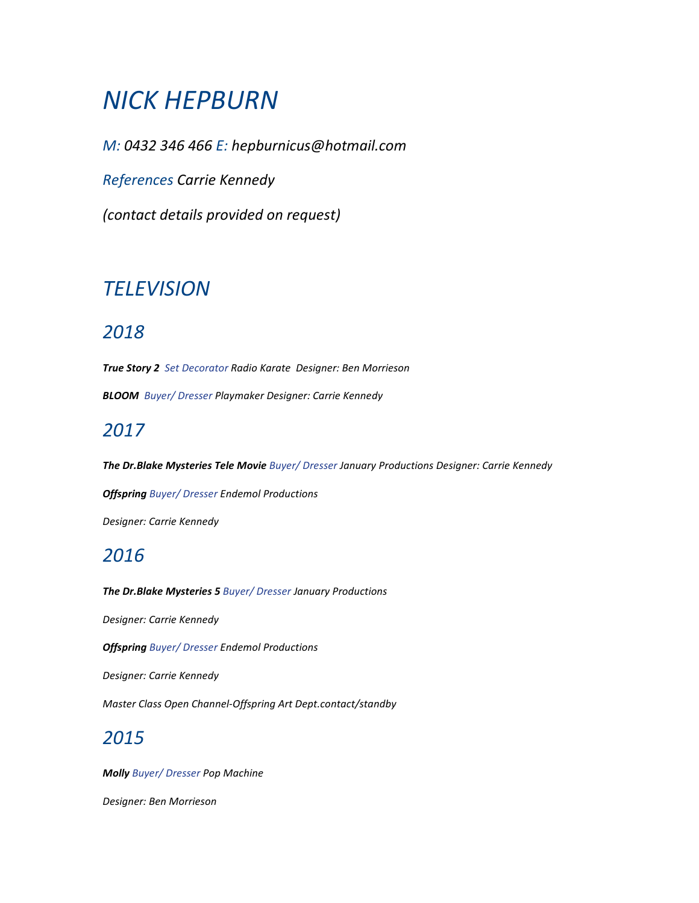# *NICK HEPBURN*

*M: 0432 346 466 E: hepburnicus@hotmail.com*

*References Carrie Kennedy*

*(contact details provided on request)*

## *TELEVISION*

### *2018*

***True Story 2*** *Set Decorator Radio Karate Designer: Ben Morrieson*

***BLOOM*** *Buyer/ Dresser Playmaker Designer: Carrie Kennedy*

### *2017*

***The Dr.Blake Mysteries Tele Movie*** *Buyer/ Dresser January Productions Designer: Carrie Kennedy*

***Offspring*** *Buyer/ Dresser Endemol Productions*

*Designer: Carrie Kennedy*

### *2016*

***The Dr.Blake Mysteries 5*** *Buyer/ Dresser January Productions*

*Designer: Carrie Kennedy*

***Offspring*** *Buyer/ Dresser Endemol Productions*

*Designer: Carrie Kennedy*

*Master Class Open Channel-Offspring Art Dept.contact/standby*

### *2015*

***Molly*** *Buyer/ Dresser Pop Machine*

*Designer: Ben Morrieson*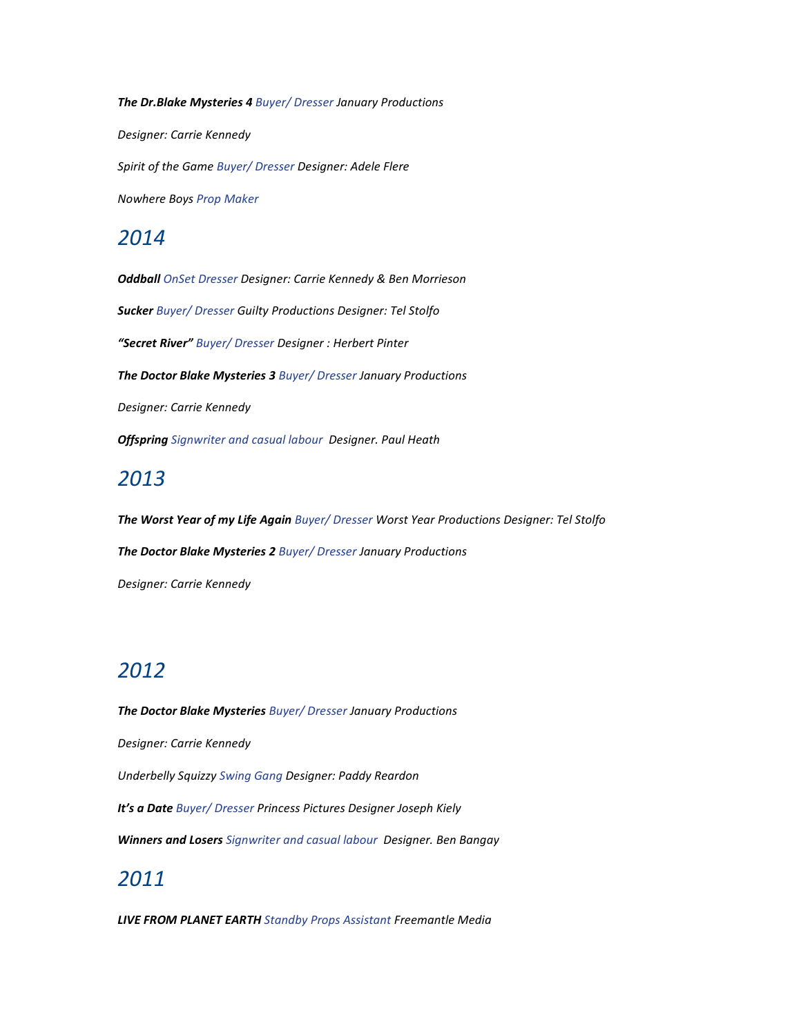***The Dr.Blake Mysteries 4*** *Buyer/ Dresser January Productions*

*Designer: Carrie Kennedy*

*Spirit of the Game Buyer/ Dresser Designer: Adele Flere*

*Nowhere Boys Prop Maker*

## *2014*

***Oddball*** *OnSet Dresser Designer: Carrie Kennedy & Ben Morrieson*

***Sucker*** *Buyer/ Dresser Guilty Productions Designer: Tel Stolfo*

***"Secret River"*** *Buyer/ Dresser Designer : Herbert Pinter*

***The Doctor Blake Mysteries 3*** *Buyer/ Dresser January Productions*

*Designer: Carrie Kennedy*

***Offspring*** *Signwriter and casual labour  Designer. Paul Heath*

## *2013*

***The Worst Year of my Life Again*** *Buyer/ Dresser Worst Year Productions Designer: Tel Stolfo*

***The Doctor Blake Mysteries 2*** *Buyer/ Dresser January Productions*

*Designer: Carrie Kennedy*

## *2012*

***The Doctor Blake Mysteries*** *Buyer/ Dresser January Productions*

*Designer: Carrie Kennedy*

*Underbelly Squizzy Swing Gang Designer: Paddy Reardon*

***It's a Date*** *Buyer/ Dresser Princess Pictures Designer Joseph Kiely*

***Winners and Losers*** *Signwriter and casual labour  Designer. Ben Bangay*

## *2011*

***LIVE FROM PLANET EARTH*** *Standby Props Assistant Freemantle Media*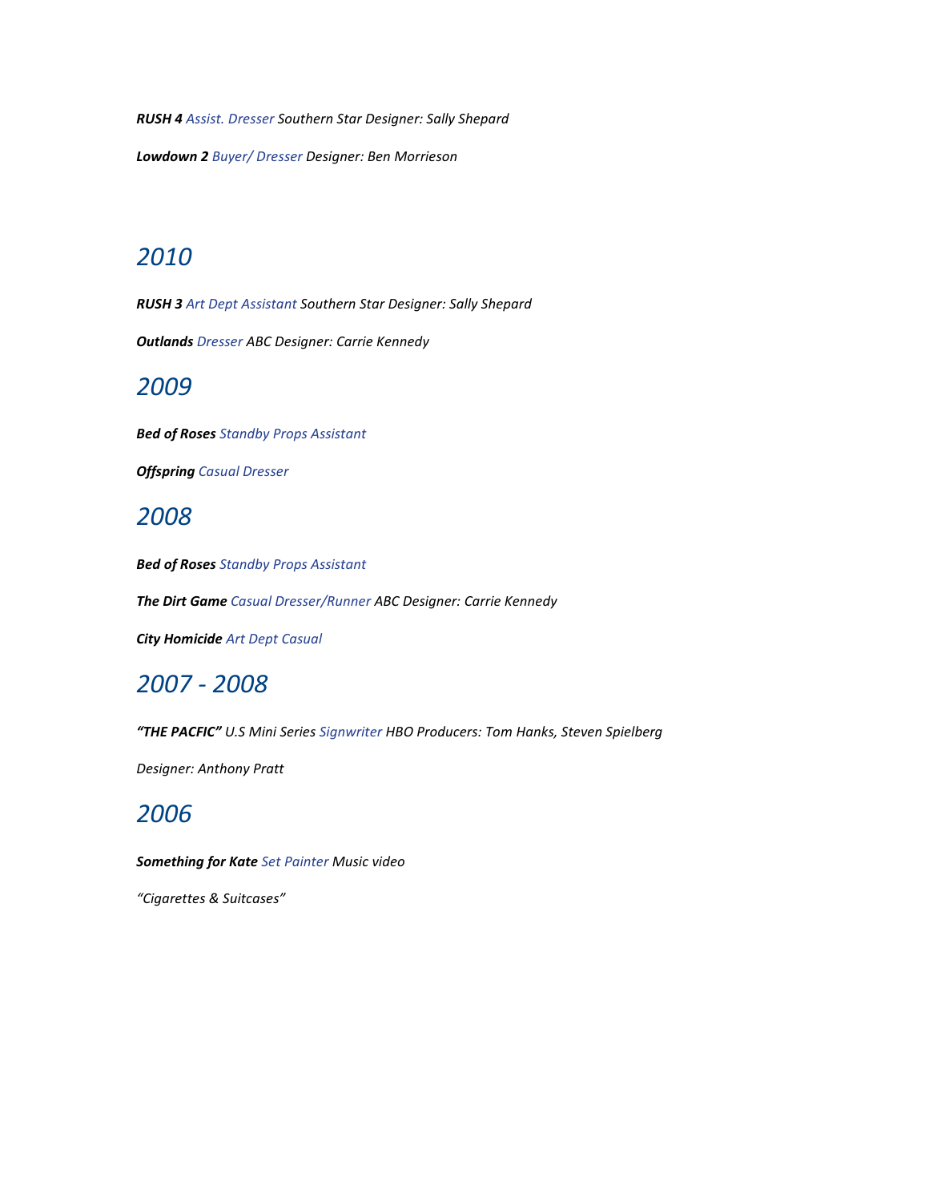***RUSH 4*** *Assist. Dresser Southern Star Designer: Sally Shepard*

***Lowdown 2*** *Buyer/ Dresser Designer: Ben Morrieson*

## *2010*

***RUSH 3*** *Art Dept Assistant Southern Star Designer: Sally Shepard*

***Outlands*** *Dresser ABC Designer: Carrie Kennedy*

## *2009*

***Bed of Roses*** *Standby Props Assistant*

***Offspring*** *Casual Dresser*

## *2008*

***Bed of Roses*** *Standby Props Assistant*

***The Dirt Game*** *Casual Dresser/Runner ABC Designer: Carrie Kennedy*

***City Homicide*** *Art Dept Casual*

## *2007 - 2008*

***"THE PACFIC"*** *U.S Mini Series Signwriter HBO Producers: Tom Hanks, Steven Spielberg*

*Designer: Anthony Pratt*

## *2006*

***Something for Kate*** *Set Painter Music video*

*"Cigarettes & Suitcases"*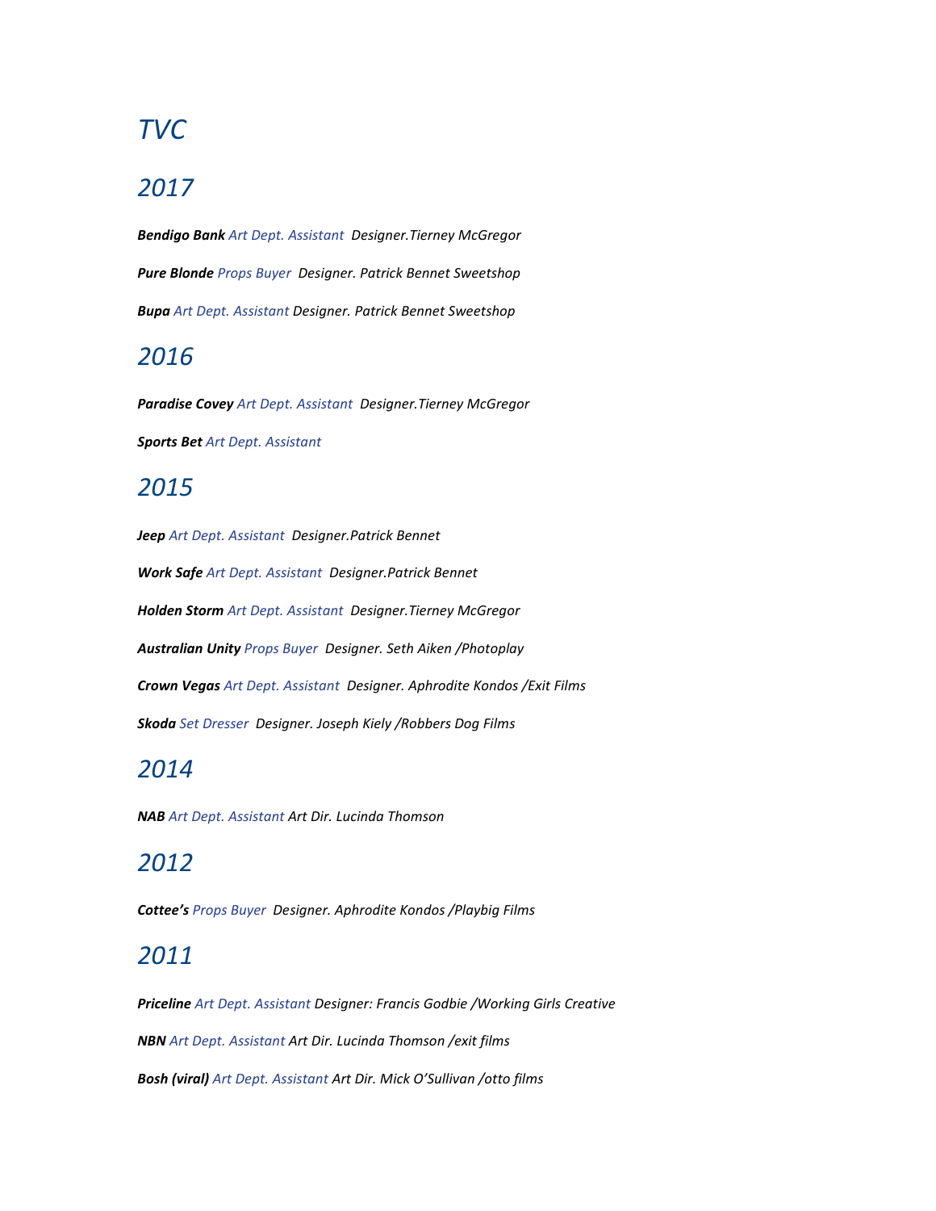# *TVC*

## *2017*

***Bendigo Bank*** *Art Dept. Assistant  Designer.Tierney McGregor*

***Pure Blonde*** *Props Buyer  Designer. Patrick Bennet Sweetshop*

***Bupa*** *Art Dept. Assistant Designer. Patrick Bennet Sweetshop*

## *2016*

***Paradise Covey*** *Art Dept. Assistant  Designer.Tierney McGregor*

***Sports Bet*** *Art Dept. Assistant*

## *2015*

***Jeep*** *Art Dept. Assistant  Designer.Patrick Bennet*

***Work Safe*** *Art Dept. Assistant  Designer.Patrick Bennet*

***Holden Storm*** *Art Dept. Assistant  Designer.Tierney McGregor*

***Australian Unity*** *Props Buyer  Designer. Seth Aiken /Photoplay*

***Crown Vegas*** *Art Dept. Assistant  Designer. Aphrodite Kondos /Exit Films*

***Skoda*** *Set Dresser  Designer. Joseph Kiely /Robbers Dog Films*

## *2014*

***NAB*** *Art Dept. Assistant Art Dir. Lucinda Thomson*

## *2012*

***Cottee's*** *Props Buyer  Designer. Aphrodite Kondos /Playbig Films*

## *2011*

***Priceline*** *Art Dept. Assistant Designer: Francis Godbie /Working Girls Creative*

***NBN*** *Art Dept. Assistant Art Dir. Lucinda Thomson /exit films*

***Bosh (viral)*** *Art Dept. Assistant Art Dir. Mick O'Sullivan /otto films*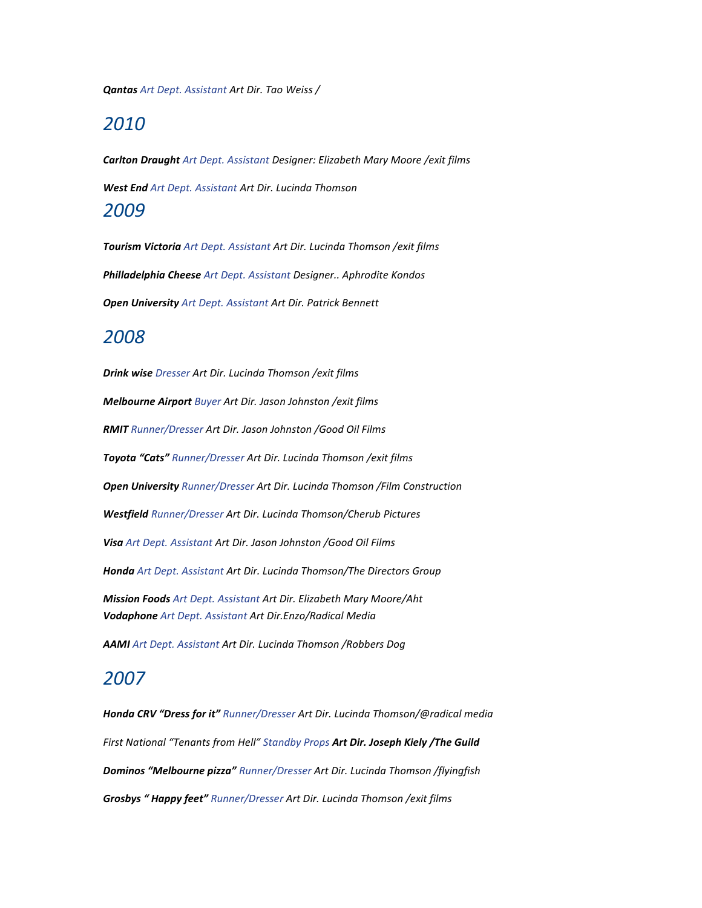***Qantas*** *Art Dept. Assistant Art Dir. Tao Weiss /*

## *2010*

***Carlton Draught*** *Art Dept. Assistant Designer: Elizabeth Mary Moore /exit films*

***West End*** *Art Dept. Assistant Art Dir. Lucinda Thomson*

## *2009*

***Tourism Victoria*** *Art Dept. Assistant Art Dir. Lucinda Thomson /exit films*

***Philladelphia Cheese*** *Art Dept. Assistant Designer.. Aphrodite Kondos*

***Open University*** *Art Dept. Assistant Art Dir. Patrick Bennett*

## *2008*

***Drink wise*** *Dresser Art Dir. Lucinda Thomson /exit films*

***Melbourne Airport*** *Buyer Art Dir. Jason Johnston /exit films*

***RMIT*** *Runner/Dresser Art Dir. Jason Johnston /Good Oil Films*

***Toyota "Cats"*** *Runner/Dresser Art Dir. Lucinda Thomson /exit films*

***Open University*** *Runner/Dresser Art Dir. Lucinda Thomson /Film Construction*

***Westfield*** *Runner/Dresser Art Dir. Lucinda Thomson/Cherub Pictures*

***Visa*** *Art Dept. Assistant Art Dir. Jason Johnston /Good Oil Films*

***Honda*** *Art Dept. Assistant Art Dir. Lucinda Thomson/The Directors Group*

***Mission Foods*** *Art Dept. Assistant Art Dir. Elizabeth Mary Moore/Aht*
***Vodaphone*** *Art Dept. Assistant Art Dir.Enzo/Radical Media*

***AAMI*** *Art Dept. Assistant Art Dir. Lucinda Thomson /Robbers Dog*

## *2007*

***Honda CRV "Dress for it"*** *Runner/Dresser Art Dir. Lucinda Thomson/@radical media*

*First National "Tenants from Hell" Standby Props* ***Art Dir. Joseph Kiely /The Guild***

***Dominos "Melbourne pizza"*** *Runner/Dresser Art Dir. Lucinda Thomson /flyingfish*

***Grosbys " Happy feet"*** *Runner/Dresser Art Dir. Lucinda Thomson /exit films*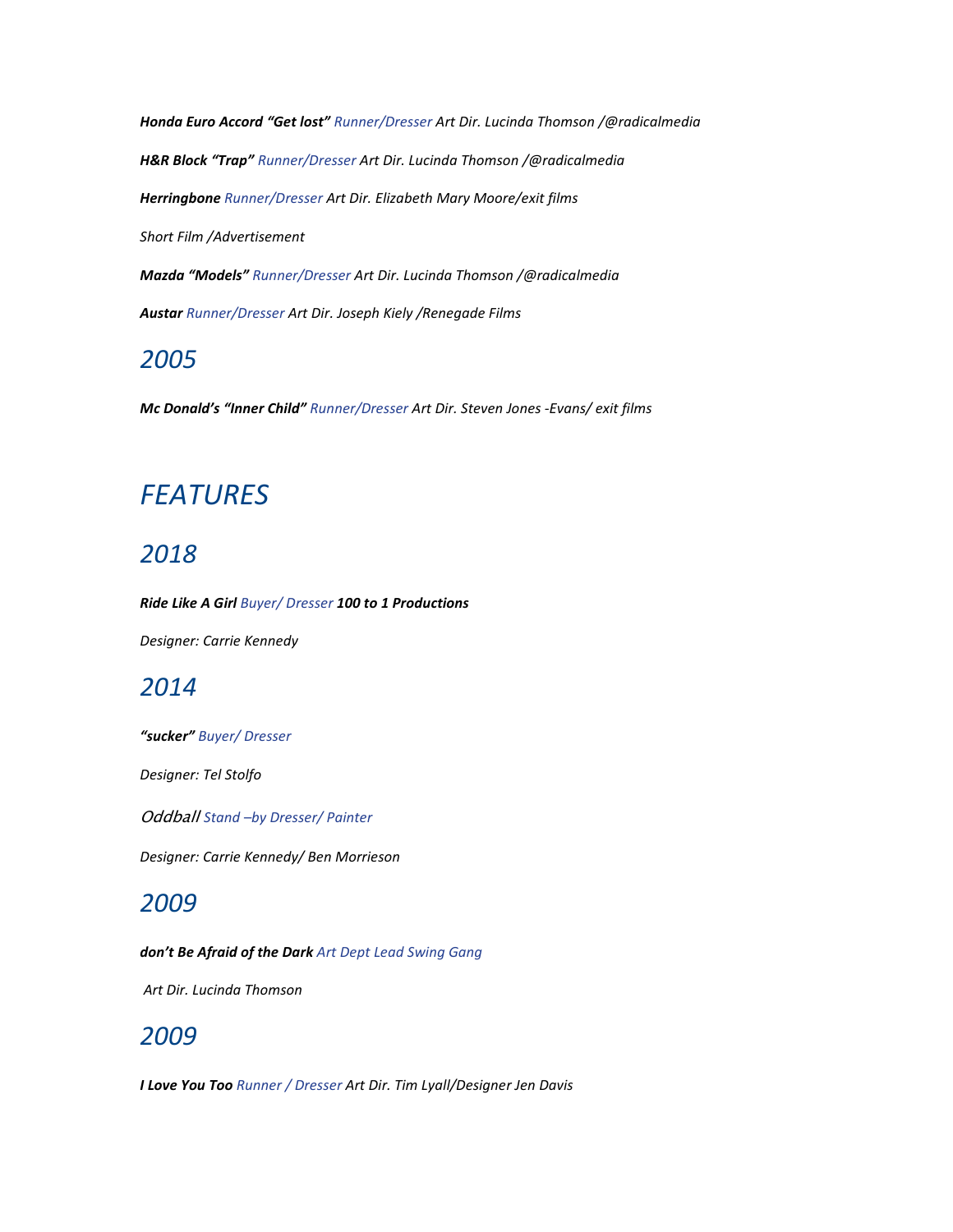***Honda Euro Accord “Get lost”*** *Runner/Dresser Art Dir. Lucinda Thomson /@radicalmedia*

***H&R Block “Trap”*** *Runner/Dresser Art Dir. Lucinda Thomson /@radicalmedia*

***Herringbone*** *Runner/Dresser Art Dir. Elizabeth Mary Moore/exit films*

*Short Film /Advertisement*

***Mazda “Models”*** *Runner/Dresser Art Dir. Lucinda Thomson /@radicalmedia*

***Austar*** *Runner/Dresser Art Dir. Joseph Kiely /Renegade Films*

## *2005*

***Mc Donald’s “Inner Child”*** *Runner/Dresser Art Dir. Steven Jones -Evans/ exit films*

# *FEATURES*

## *2018*

***Ride Like A Girl*** *Buyer/ Dresser* ***100 to 1 Productions***

*Designer: Carrie Kennedy*

## *2014*

***“sucker”*** *Buyer/ Dresser*

*Designer: Tel Stolfo*

*Oddball Stand –by Dresser/ Painter*

*Designer: Carrie Kennedy/ Ben Morrieson*

## *2009*

***don’t Be Afraid of the Dark*** *Art Dept Lead Swing Gang*

*Art Dir. Lucinda Thomson*

## *2009*

***I Love You Too*** *Runner / Dresser Art Dir. Tim Lyall/Designer Jen Davis*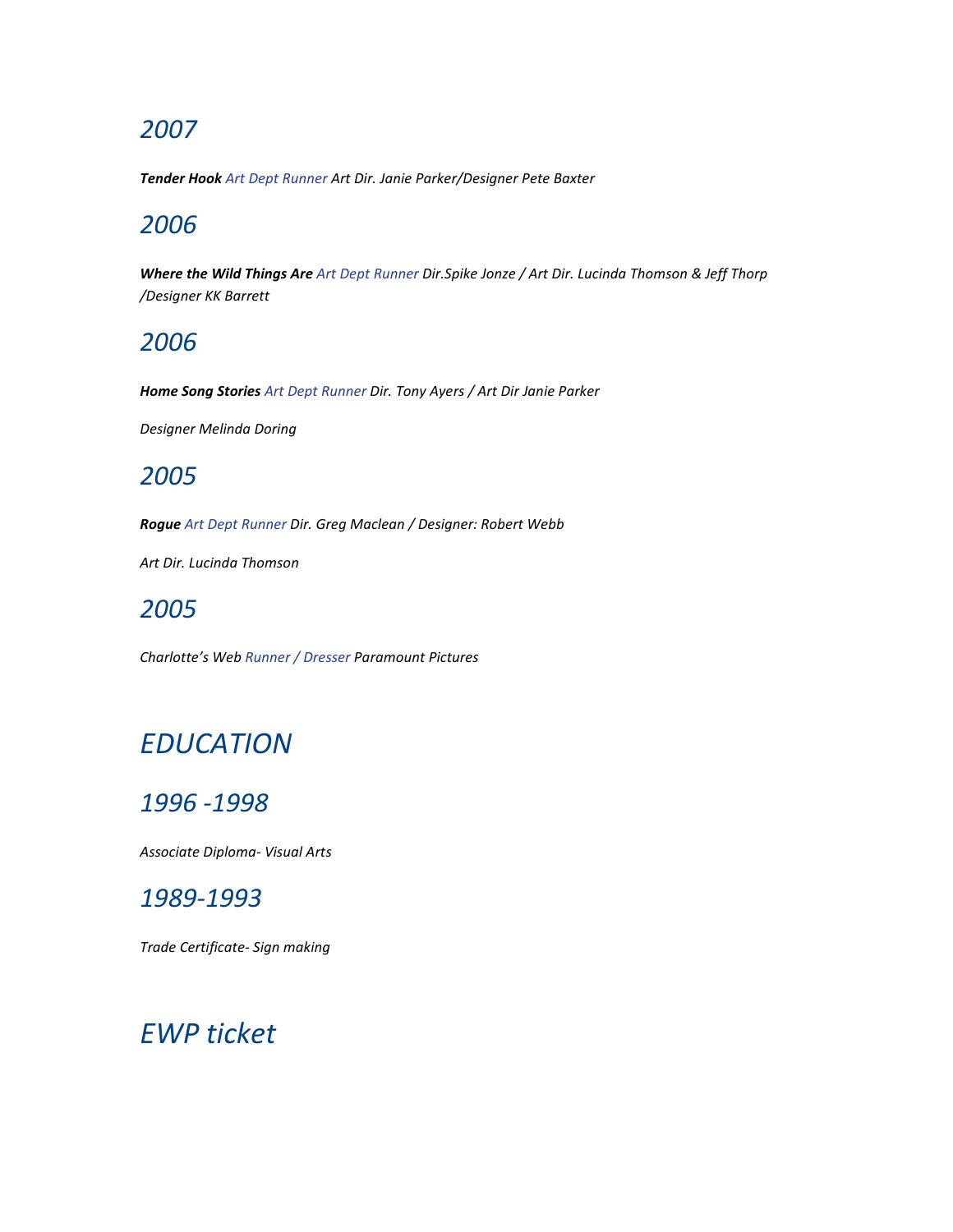## *2007*

***Tender Hook*** *Art Dept Runner Art Dir. Janie Parker/Designer Pete Baxter*

## *2006*

***Where the Wild Things Are*** *Art Dept Runner Dir.Spike Jonze / Art Dir. Lucinda Thomson & Jeff Thorp /Designer KK Barrett*

## *2006*

***Home Song Stories*** *Art Dept Runner Dir. Tony Ayers / Art Dir Janie Parker*

*Designer Melinda Doring*

## *2005*

***Rogue*** *Art Dept Runner Dir. Greg Maclean / Designer: Robert Webb*

*Art Dir. Lucinda Thomson*

## *2005*

*Charlotte's Web Runner / Dresser Paramount Pictures*

# *EDUCATION*

## *1996 -1998*

*Associate Diploma- Visual Arts*

## *1989-1993*

*Trade Certificate- Sign making*

# *EWP ticket*